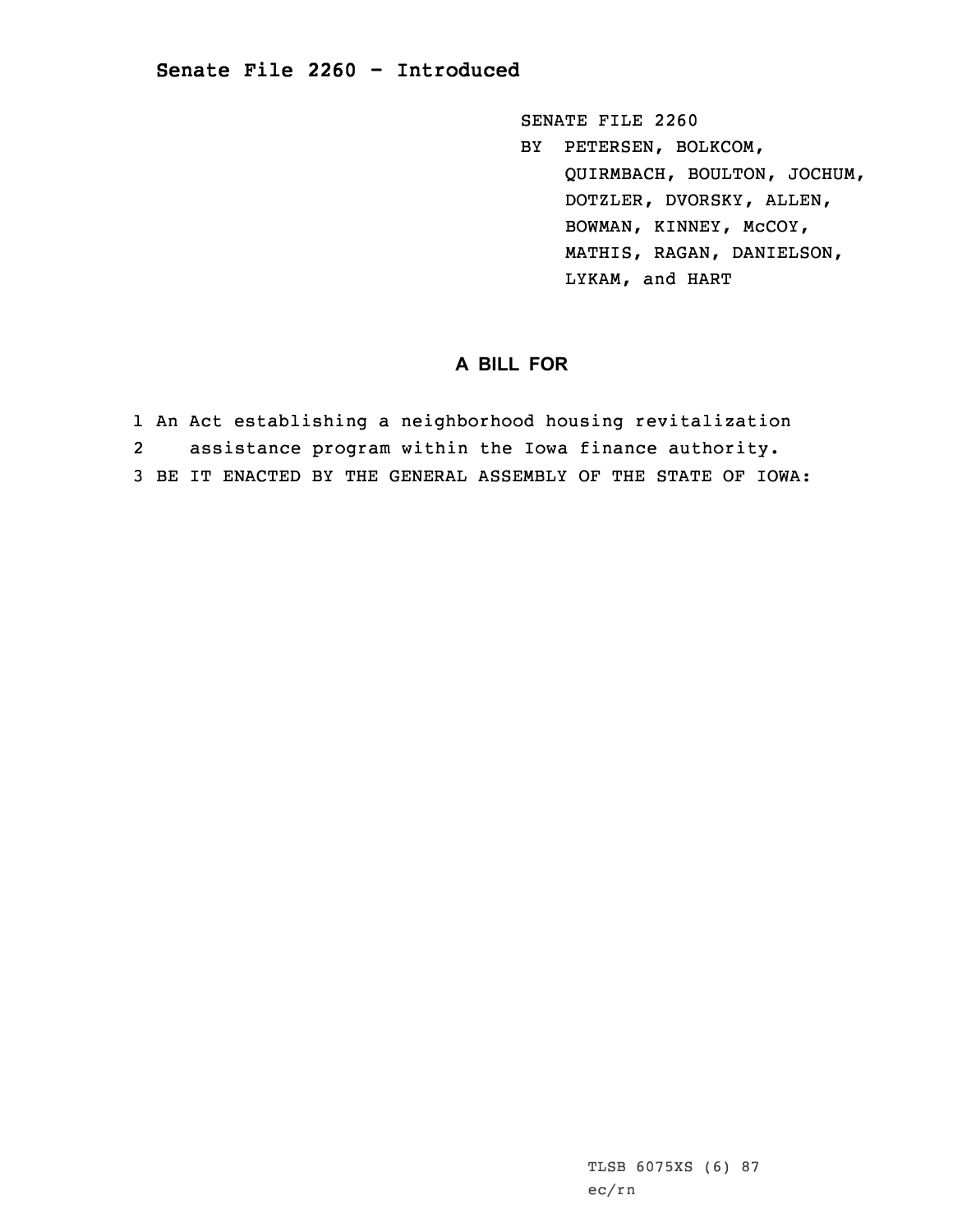# Senate File 2260 - Introduced

SENATE FILE 2260

BY PETERSEN, BOLKCOM, QUIRMBACH, BOULTON, JOCHUM, DOTZLER, DVORSKY, ALLEN, BOWMAN, KINNEY, McCOY, MATHIS, RAGAN, DANIELSON, LYKAM, and HART

## A BILL FOR

1 An Act establishing a neighborhood housing revitalization
2 assistance program within the Iowa finance authority.
3 BE IT ENACTED BY THE GENERAL ASSEMBLY OF THE STATE OF IOWA:

TLSB 6075XS (6) 87
ec/rn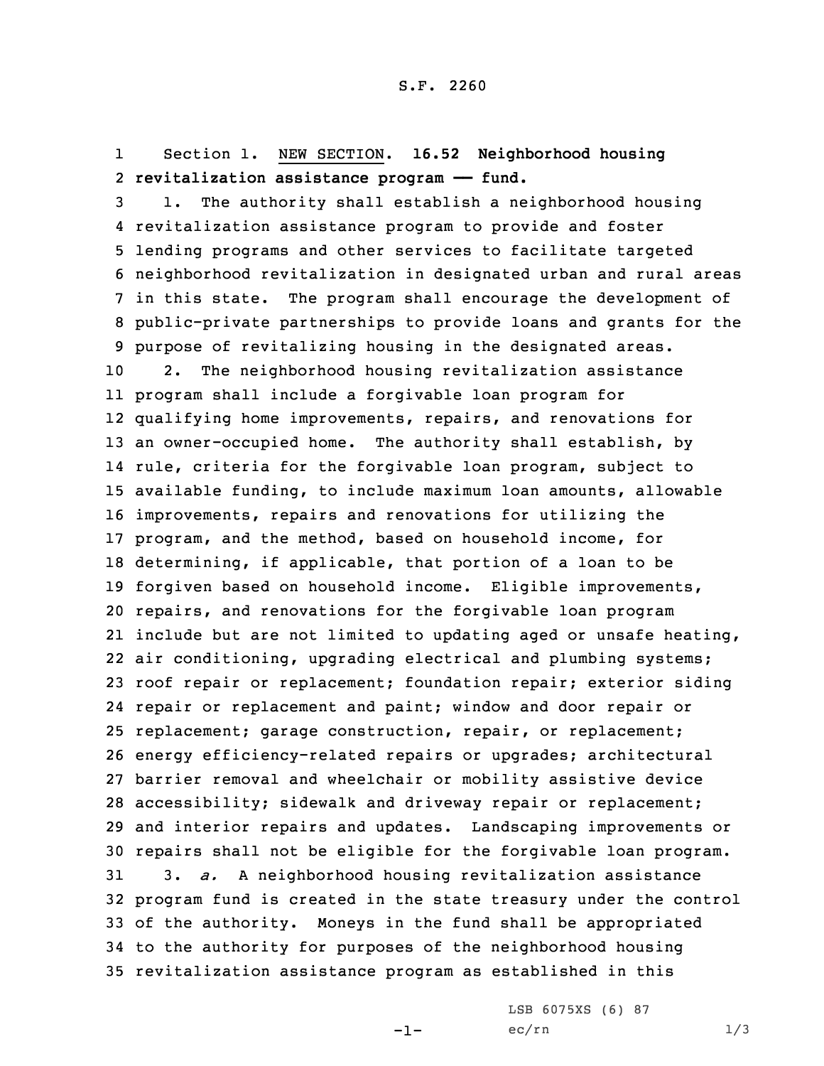S.F. 2260

Section 1. NEW SECTION. **16.52 Neighborhood housing revitalization assistance program —— fund.**

1. The authority shall establish a neighborhood housing revitalization assistance program to provide and foster lending programs and other services to facilitate targeted neighborhood revitalization in designated urban and rural areas in this state. The program shall encourage the development of public-private partnerships to provide loans and grants for the purpose of revitalizing housing in the designated areas.

2. The neighborhood housing revitalization assistance program shall include a forgivable loan program for qualifying home improvements, repairs, and renovations for an owner-occupied home. The authority shall establish, by rule, criteria for the forgivable loan program, subject to available funding, to include maximum loan amounts, allowable improvements, repairs and renovations for utilizing the program, and the method, based on household income, for determining, if applicable, that portion of a loan to be forgiven based on household income. Eligible improvements, repairs, and renovations for the forgivable loan program include but are not limited to updating aged or unsafe heating, air conditioning, upgrading electrical and plumbing systems; roof repair or replacement; foundation repair; exterior siding repair or replacement and paint; window and door repair or replacement; garage construction, repair, or replacement; energy efficiency-related repairs or upgrades; architectural barrier removal and wheelchair or mobility assistive device accessibility; sidewalk and driveway repair or replacement; and interior repairs and updates. Landscaping improvements or repairs shall not be eligible for the forgivable loan program.

3. *a.* A neighborhood housing revitalization assistance program fund is created in the state treasury under the control of the authority. Moneys in the fund shall be appropriated to the authority for purposes of the neighborhood housing revitalization assistance program as established in this

LSB 6075XS (6) 87

ec/rn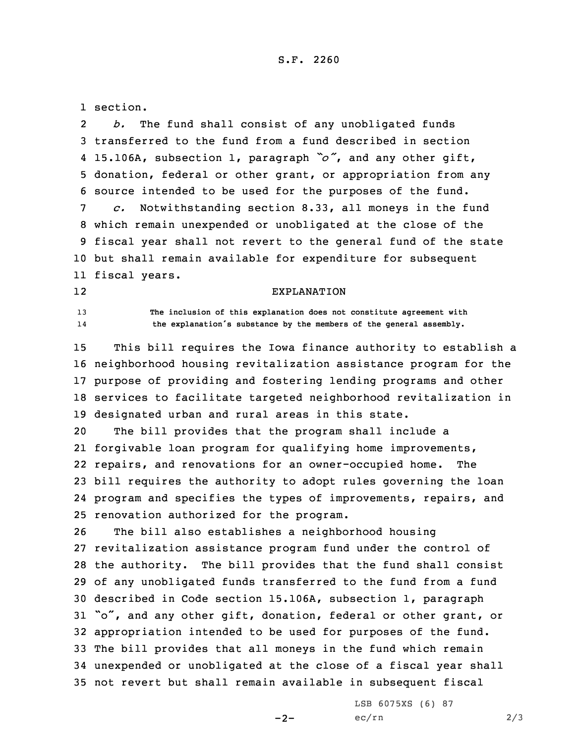section.

*b.* The fund shall consist of any unobligated funds transferred to the fund from a fund described in section 15.106A, subsection 1, paragraph *"o"*, and any other gift, donation, federal or other grant, or appropriation from any source intended to be used for the purposes of the fund.

*c.* Notwithstanding section 8.33, all moneys in the fund which remain unexpended or unobligated at the close of the fiscal year shall not revert to the general fund of the state but shall remain available for expenditure for subsequent fiscal years.

EXPLANATION

The inclusion of this explanation does not constitute agreement with the explanation's substance by the members of the general assembly.

This bill requires the Iowa finance authority to establish a neighborhood housing revitalization assistance program for the purpose of providing and fostering lending programs and other services to facilitate targeted neighborhood revitalization in designated urban and rural areas in this state.

The bill provides that the program shall include a forgivable loan program for qualifying home improvements, repairs, and renovations for an owner-occupied home. The bill requires the authority to adopt rules governing the loan program and specifies the types of improvements, repairs, and renovation authorized for the program.

The bill also establishes a neighborhood housing revitalization assistance program fund under the control of the authority. The bill provides that the fund shall consist of any unobligated funds transferred to the fund from a fund described in Code section 15.106A, subsection 1, paragraph "o", and any other gift, donation, federal or other grant, or appropriation intended to be used for purposes of the fund. The bill provides that all moneys in the fund which remain unexpended or unobligated at the close of a fiscal year shall not revert but shall remain available in subsequent fiscal

LSB 6075XS (6) 87
ec/rn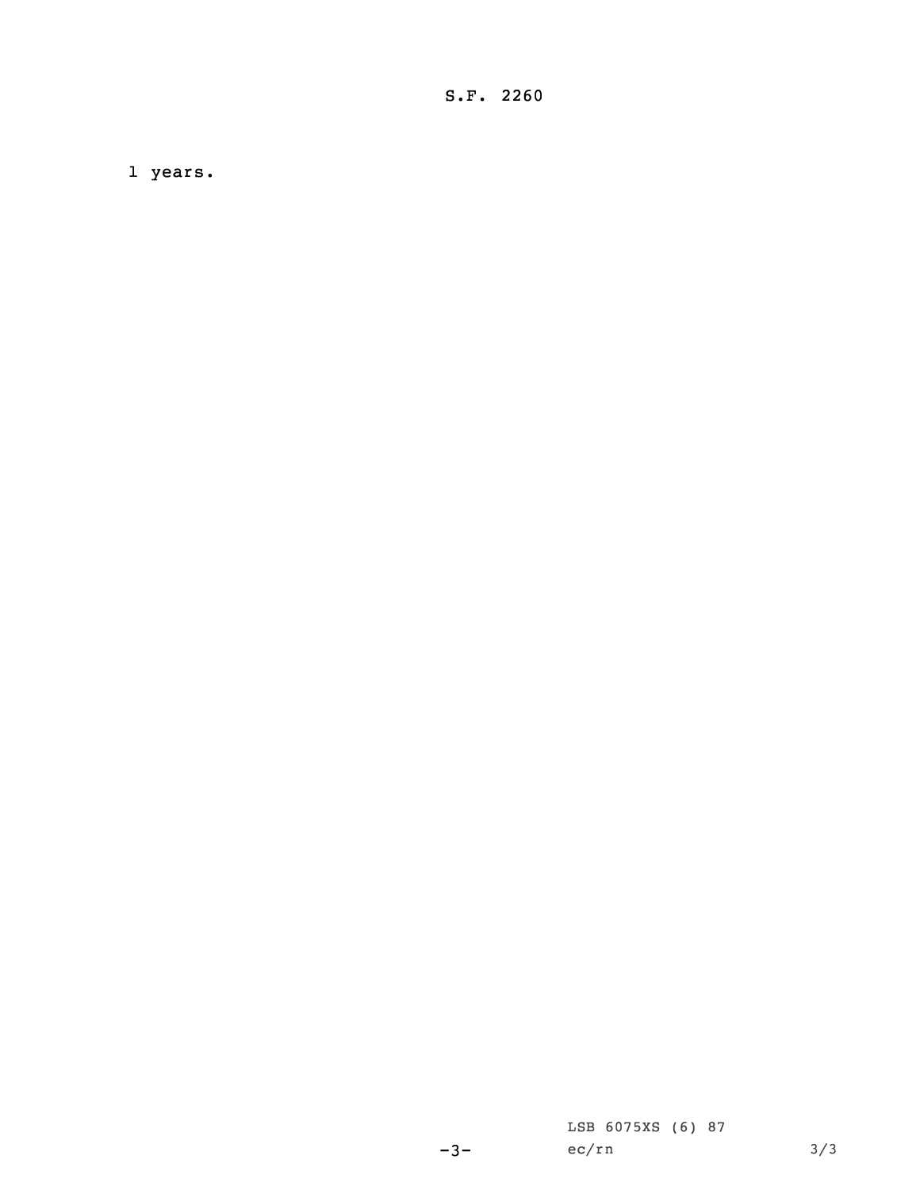1 years.